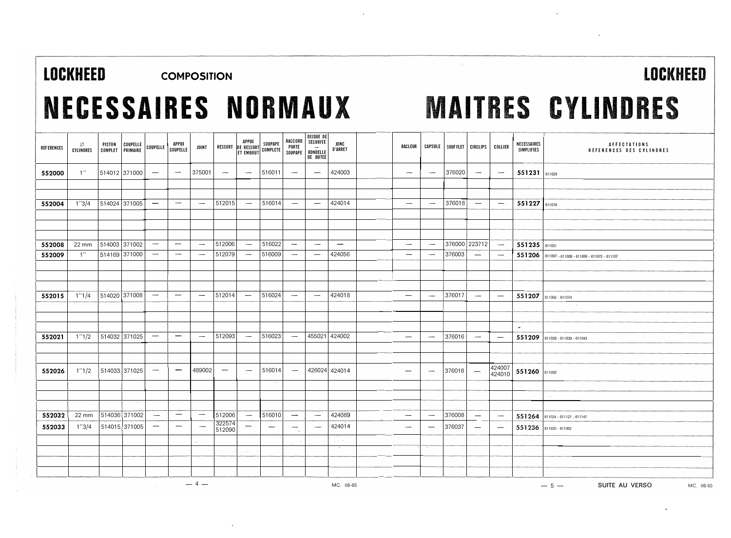**LOCKHEED** **COMPOSITION** **LOCKHEED**

# NECESSAIRES NORMAUX MAITRES CYLINDRES

| REFERENCES | ∅ CYLINDRES | PISTON COMPLET | COUPELLE PRIMAIRE | COUPELLE | APPUI COUPELLE | JOINT | RESSORT | APPUI DE RESSORT ET EMBOUT | SOUPAPE COMPLETE | RACCORD PORTE SOUPAPE | DISQUE DE SECURITE — RONDELLE DE BUTEE | JONC D'ARRET | | RACLEUR | CAPSULE | SOUFFLET | CIRCLIPS | COLLIER | NECESSAIRES SIMPLIFIES | AFFECTATIONS REFERENCES DES CYLINDRES |
|---|---|---|---|---|---|---|---|---|---|---|---|---|---|---|---|---|---|---|---|---|
| **552000** | 1" | 514012 | 371000 | — | — | 375001 | — | — | 516011 | — | — | 424003 | | — | — | 376020 | — | — | **551231** | 611029 |
| **552004** | 1"3/4 | 514024 | 371005 | — | — | — | 512015 | — | 516014 | — | — | 424014 | | — | — | 376018 | — | — | **551227** | 611079 |
| **552008** | 22 mm | 514003 | 371002 | — | — | — | 512006 | — | 516022 | — | — | — | | — | — | 376000 | 223712 | — | **551235** | 611021 |
| **552009** | 1" | 514169 | 371000 | — | — | — | 512079 | — | 516009 | — | — | 424056 | | — | — | 376003 | — | — | **551206** | 611007 - 611008 - 611009 - 611075 - 611107 |
| **552015** | 1"1/4 | 514020 | 371008 | — | — | — | 512014 | — | 516024 | — | — | 424018 | | — | — | 376017 | — | — | **551207** | 611062 - 611074 |
| **552021** | 1"1/2 | 514032 | 371025 | — | — | — | 512093 | — | 516023 | — | 455021 | 424002 | | — | — | 376016 | — | — | **551209** | 611038 - 611039 - 611043 |
| **552026** | 1"1/2 | 514033 | 371025 | — | — | 489002 | — | — | 516014 | — | 426024 | 424014 | | — | — | 376018 | — | 424007 424010 | **551260** | 611050 |
| **552032** | 22 mm | 514036 | 371002 | — | — | — | 512006 | — | 516010 | — | — | 424089 | | — | — | 376008 | — | — | **551264** | 611024 - 611127 - 611147 |
| **552033** | 1"3/4 | 514015 | 371005 | — | — | — | 322574 512090 | — | — | — | — | 424014 | | — | — | 376037 | — | — | **551236** | 611030 - 611062 |

MC. 06-65

SUITE AU VERSO

MC. 06-65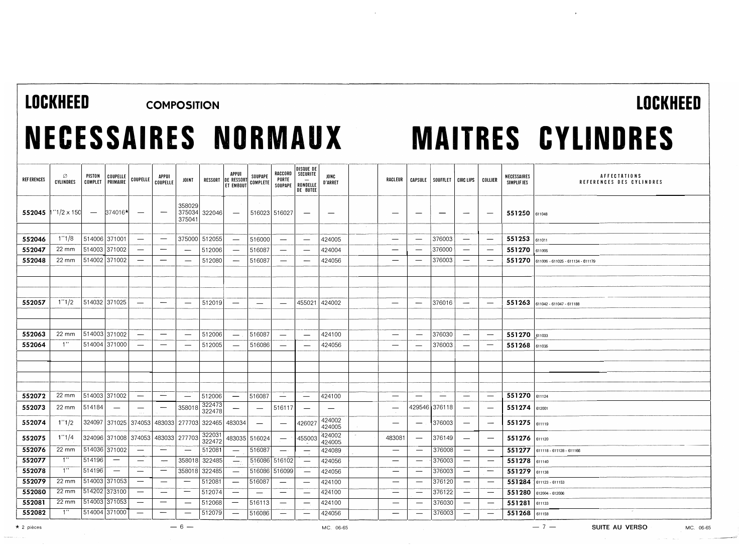# LOCKHEED

## COMPOSITION

# NECESSAIRES NORMAUX MAITRES CYLINDRES

| REFERENCES | ∅ CYLINDRES | PISTON COMPLET | COUPELLE PRIMAIRE | COUPELLE | APPUI COUPELLE | JOINT | RESSORT | APPUI DE RESSORT ET EMBOUT | SOUPAPE COMPLETE | RACCORD PORTE SOUPAPE | DISQUE DE SECURITE — RONDELLE DE BUTEE | JONC D'ARRET | | RACLEUR | CAPSULE | SOUFFLET | CIRC LIPS | COLLIER | NECESSAIRES SIMPLIFIES | AFFECTATIONS REFERENCES DES CYLINDRES |
|---|---|---|---|---|---|---|---|---|---|---|---|---|---|---|---|---|---|---|---|---|
| **552045** | 1"1/2 x 150 | — | 374016★ | — | — | 358029 375034 375041 | 322046 | — | 516023 | 516027 | — | — | | — | — | — | — | — | **551250** | 611048 |
| | | | | | | | | | | | | | | | | | | | | |
| **552046** | 1"1/8 | 514006 | 371001 | — | — | 375000 | 512055 | — | 516000 | — | — | 424005 | | — | — | 376003 | — | — | **551253** | 611011 |
| **552047** | 22 mm | 514003 | 371002 | — | — | — | 512006 | — | 516087 | — | — | 424004 | | — | — | 376000 | — | — | **551270** | 611005 |
| **552048** | 22 mm | 514002 | 371002 | — | — | — | 512080 | — | 516087 | — | — | 424056 | | — | — | 376003 | — | — | **551270** | 611006 - 611025 - 611134 - 611179 |
| | | | | | | | | | | | | | | | | | | | | |
| | | | | | | | | | | | | | | | | | | | | |
| | | | | | | | | | | | | | | | | | | | | |
| **552057** | 1"1/2 | 514032 | 371025 | — | — | — | 512019 | — | — | — | 455021 | 424002 | | — | — | 376016 | — | — | **551263** | 611042 - 611047 - 611188 |
| | | | | | | | | | | | | | | | | | | | | |
| | | | | | | | | | | | | | | | | | | | | |
| **552063** | 22 mm | 514003 | 371002 | — | — | — | 512006 | — | 516087 | — | — | 424100 | | — | — | 376030 | — | — | **551270** | 611033 |
| **552064** | 1" | 514004 | 371000 | — | — | — | 512005 | — | 516086 | — | — | 424056 | | — | — | 376003 | — | — | **551268** | 611035 |
| | | | | | | | | | | | | | | | | | | | | |
| | | | | | | | | | | | | | | | | | | | | |
| | | | | | | | | | | | | | | | | | | | | |
| **552072** | 22 mm | 514003 | 371002 | — | — | — | 512006 | — | 516087 | — | — | 424100 | | — | — | — | — | — | **551270** | 611124 |
| **552073** | 22 mm | 514184 | — | — | — | 358018 | 322473 322478 | — | — | 516117 | — | — | | — | 429546 | 376118 | — | — | **551274** | 612001 |
| **552074** | 1"1/2 | 324097 | 371025 | 374053 | 483033 | 277703 | 322465 | 483034 | — | — | 426027 | 424002 424005 | | — | — | 376003 | — | — | **551275** | 611119 |
| **552075** | 1"1/4 | 324096 | 371008 | 374053 | 483033 | 277703 | 322031 322472 | 483035 | 516024 | — | 455003 | 424002 424005 | | 483081 | — | 376149 | — | — | **551276** | 611120 |
| **552076** | 22 mm | 514036 | 371002 | — | — | — | 512081 | — | 516087 | — | — | 424089 | | — | — | 376008 | — | — | **551277** | 611118 - 611128 - 611166 |
| **552077** | 1" | 514196 | — | — | — | 358018 | 322485 | — | 516086 | 516102 | — | 424056 | | — | — | 376003 | — | — | **551278** | 611140 |
| **552078** | 1" | 514196 | — | — | — | 358018 | 322485 | — | 516086 | 516099 | — | 424056 | | — | — | 376003 | — | — | **551279** | 611138 |
| **552079** | 22 mm | 514003 | 371053 | — | — | — | 512081 | — | 516087 | — | — | 424100 | | — | — | 376120 | — | — | **551284** | 611123 - 611153 |
| **552080** | 22 mm | 514202 | 373100 | — | — | — | 512074 | — | — | — | — | 424100 | | — | — | 376122 | — | — | **551280** | 612004 - 612006 |
| **552081** | 22 mm | 514003 | 371053 | — | — | — | 512068 | — | 516113 | — | — | 424100 | | — | — | 376030 | — | — | **551281** | 611133 |
| **552082** | 1" | 514004 | 371000 | — | — | — | 512079 | — | 516086 | — | — | 424056 | | — | — | 376003 | — | — | **551268** | 611159 |

★ 2 pièces

MC. 06-65

SUITE AU VERSO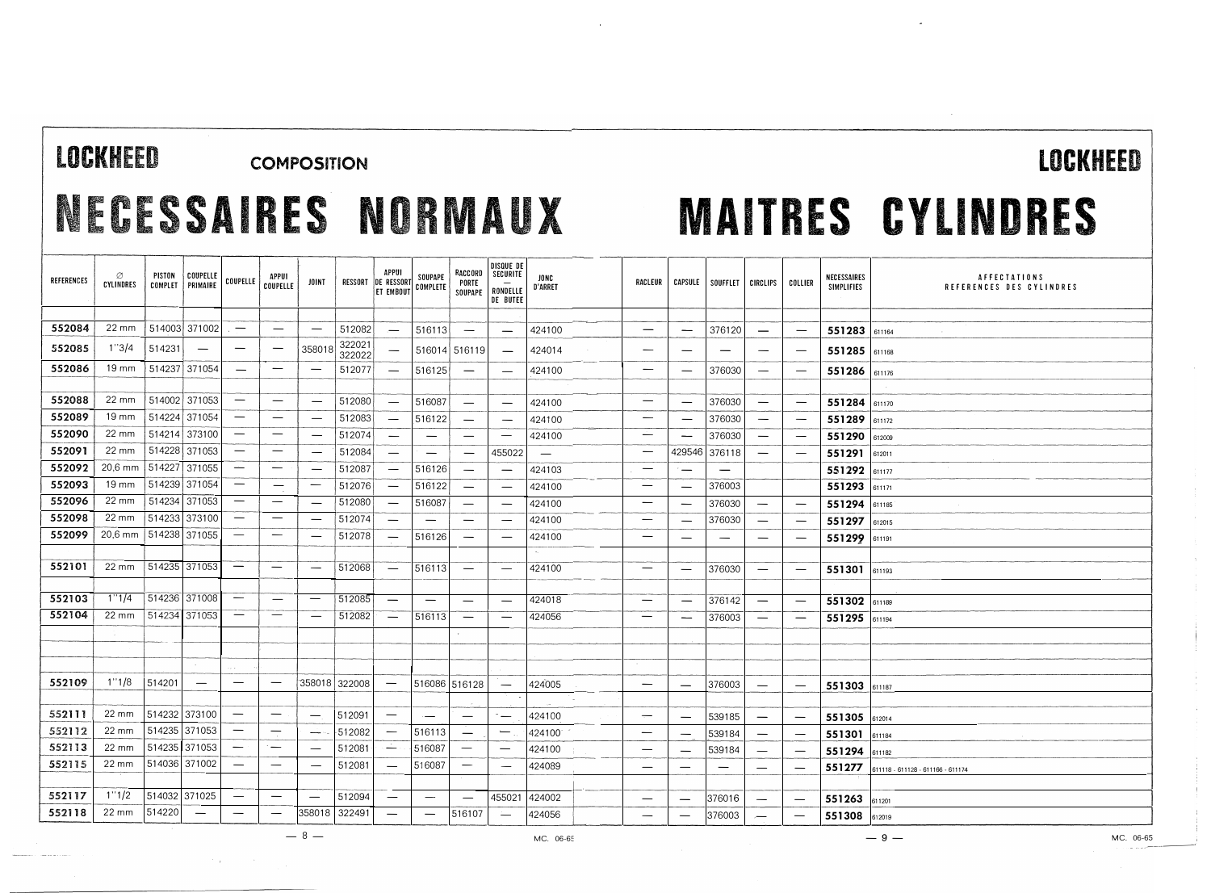**LOCKHEED** COMPOSITION **LOCKHEED**

# NECESSAIRES NORMAUX MAITRES CYLINDRES

| REFERENCES | Ø CYLINDRES | PISTON COMPLET | COUPELLE PRIMAIRE | COUPELLE | APPUI COUPELLE | JOINT | RESSORT | APPUI DE RESSORT ET EMBOUT | SOUPAPE COMPLETE | RACCORD PORTE SOUPAPE | DISQUE DE SECURITE — RONDELLE DE BUTEE | JONC D'ARRET | RACLEUR | CAPSULE | SOUFFLET | CIRCLIPS | COLLIER | NECESSAIRES SIMPLIFIES | AFFECTATIONS REFERENCES DES CYLINDRES |
|---|---|---|---|---|---|---|---|---|---|---|---|---|---|---|---|---|---|---|---|
| **552084** | 22 mm | 514003 | 371002 | — | — | — | 512082 | — | 516113 | — | — | 424100 | — | — | 376120 | — | — | **551283** | 611164 |
| **552085** | 1"3/4 | 514231 | — | — | — | 358018 | 322021 322022 | — | 516014 | 516119 | — | 424014 | — | — | — | — | — | **551285** | 611168 |
| **552086** | 19 mm | 514237 | 371054 | — | — | — | 512077 | — | 516125 | — | — | 424100 | — | — | 376030 | — | — | **551286** | 611176 |
| **552088** | 22 mm | 514002 | 371053 | — | — | — | 512080 | — | 516087 | — | — | 424100 | — | — | 376030 | — | — | **551284** | 611170 |
| **552089** | 19 mm | 514224 | 371054 | — | — | — | 512083 | — | 516122 | — | — | 424100 | — | — | 376030 | — | — | **551289** | 611172 |
| **552090** | 22 mm | 514214 | 373100 | — | — | — | 512074 | — | — | — | — | 424100 | — | — | 376030 | — | — | **551290** | 612009 |
| **552091** | 22 mm | 514228 | 371053 | — | — | — | 512084 | — | — | — | 455022 | — | — | 429546 | 376118 | — | — | **551291** | 612011 |
| **552092** | 20,6 mm | 514227 | 371055 | — | — | — | 512087 | — | 516126 | — | — | 424103 | — | — | — | | | **551292** | 611177 |
| **552093** | 19 mm | 514239 | 371054 | — | — | — | 512076 | — | 516122 | — | — | 424100 | — | — | 376003 | | | **551293** | 611171 |
| **552096** | 22 mm | 514234 | 371053 | — | — | — | 512080 | — | 516087 | — | — | 424100 | — | — | 376030 | — | — | **551294** | 611185 |
| **552098** | 22 mm | 514233 | 373100 | — | — | — | 512074 | — | — | — | — | 424100 | — | — | 376030 | — | — | **551297** | 612015 |
| **552099** | 20,6 mm | 514238 | 371055 | — | — | — | 512078 | — | 516126 | — | — | 424100 | — | — | — | — | — | **551299** | 611191 |
| **552101** | 22 mm | 514235 | 371053 | — | — | — | 512068 | — | 516113 | — | — | 424100 | — | — | 376030 | — | — | **551301** | 611193 |
| **552103** | 1"1/4 | 514236 | 371008 | — | — | — | 512085 | — | — | — | — | 424018 | — | — | 376142 | — | — | **551302** | 611189 |
| **552104** | 22 mm | 514234 | 371053 | — | — | — | 512082 | — | 516113 | — | — | 424056 | — | — | 376003 | — | — | **551295** | 611194 |
| **552109** | 1"1/8 | 514201 | — | — | — | 358018 | 322008 | — | 516086 | 516128 | — | 424005 | — | — | 376003 | — | — | **551303** | 611187 |
| **552111** | 22 mm | 514232 | 373100 | — | — | — | 512091 | — | — | — | — | 424100 | — | — | 539185 | — | — | **551305** | 612014 |
| **552112** | 22 mm | 514235 | 371053 | — | — | — | 512082 | — | 516113 | — | — | 424100 | — | — | 539184 | — | — | **551301** | 611184 |
| **552113** | 22 mm | 514235 | 371053 | — | — | — | 512081 | — | 516087 | — | — | 424100 | — | — | 539184 | — | — | **551294** | 611182 |
| **552115** | 22 mm | 514036 | 371002 | — | — | — | 512081 | — | 516087 | — | — | 424089 | — | — | — | — | — | **551277** | 611118 - 611128 - 611166 - 611174 |
| **552117** | 1"1/2 | 514032 | 371025 | — | — | — | 512094 | — | — | — | 455021 | 424002 | — | — | 376016 | — | — | **551263** | 611201 |
| **552118** | 22 mm | 514220 | — | — | — | 358018 | 322491 | — | — | 516107 | — | 424056 | — | — | 376003 | — | — | **551308** | 612019 |